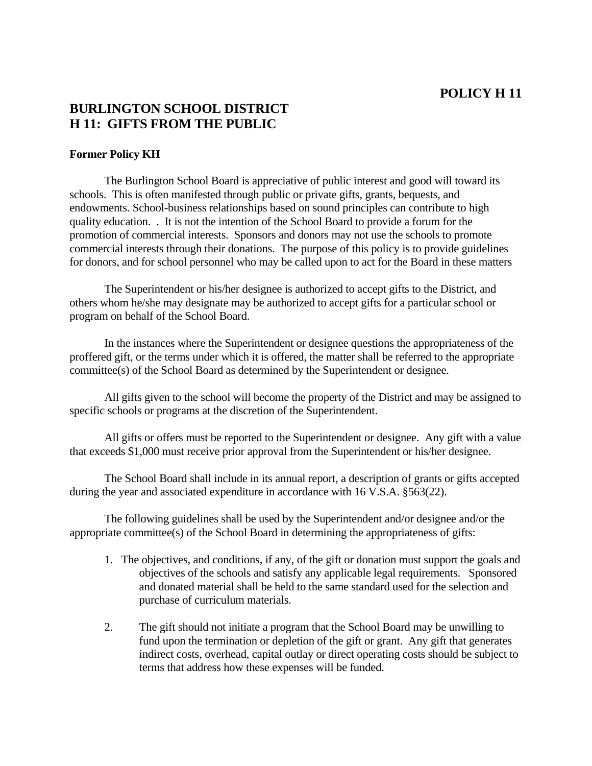**POLICY H 11**

# BURLINGTON SCHOOL DISTRICT
# H 11: GIFTS FROM THE PUBLIC

**Former Policy KH**

The Burlington School Board is appreciative of public interest and good will toward its schools. This is often manifested through public or private gifts, grants, bequests, and endowments. School-business relationships based on sound principles can contribute to high quality education. . It is not the intention of the School Board to provide a forum for the promotion of commercial interests. Sponsors and donors may not use the schools to promote commercial interests through their donations. The purpose of this policy is to provide guidelines for donors, and for school personnel who may be called upon to act for the Board in these matters

The Superintendent or his/her designee is authorized to accept gifts to the District, and others whom he/she may designate may be authorized to accept gifts for a particular school or program on behalf of the School Board.

In the instances where the Superintendent or designee questions the appropriateness of the proffered gift, or the terms under which it is offered, the matter shall be referred to the appropriate committee(s) of the School Board as determined by the Superintendent or designee.

All gifts given to the school will become the property of the District and may be assigned to specific schools or programs at the discretion of the Superintendent.

All gifts or offers must be reported to the Superintendent or designee. Any gift with a value that exceeds $1,000 must receive prior approval from the Superintendent or his/her designee.

The School Board shall include in its annual report, a description of grants or gifts accepted during the year and associated expenditure in accordance with 16 V.S.A. §563(22).

The following guidelines shall be used by the Superintendent and/or designee and/or the appropriate committee(s) of the School Board in determining the appropriateness of gifts:

1. The objectives, and conditions, if any, of the gift or donation must support the goals and objectives of the schools and satisfy any applicable legal requirements. Sponsored and donated material shall be held to the same standard used for the selection and purchase of curriculum materials.

2. The gift should not initiate a program that the School Board may be unwilling to fund upon the termination or depletion of the gift or grant. Any gift that generates indirect costs, overhead, capital outlay or direct operating costs should be subject to terms that address how these expenses will be funded.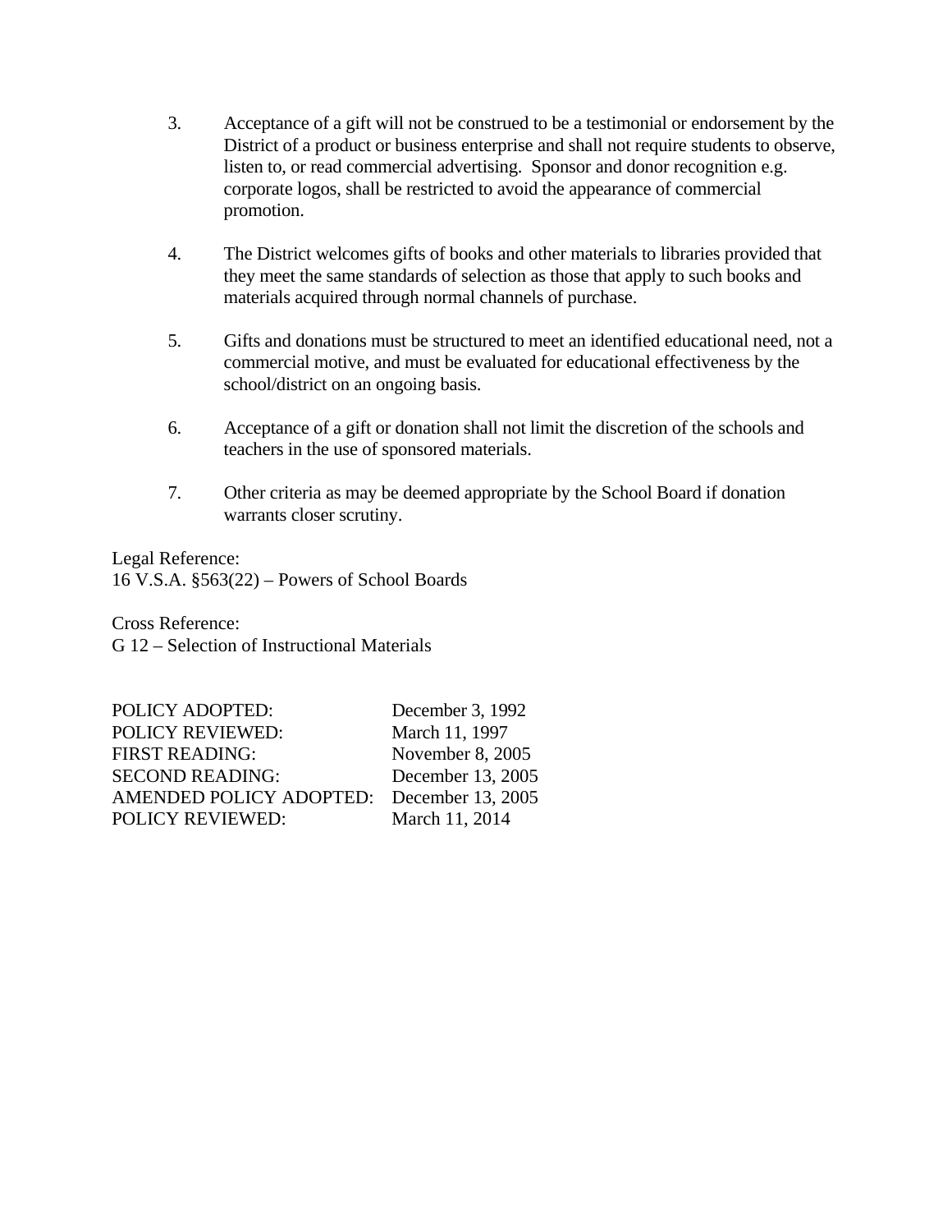3. Acceptance of a gift will not be construed to be a testimonial or endorsement by the District of a product or business enterprise and shall not require students to observe, listen to, or read commercial advertising. Sponsor and donor recognition e.g. corporate logos, shall be restricted to avoid the appearance of commercial promotion.

4. The District welcomes gifts of books and other materials to libraries provided that they meet the same standards of selection as those that apply to such books and materials acquired through normal channels of purchase.

5. Gifts and donations must be structured to meet an identified educational need, not a commercial motive, and must be evaluated for educational effectiveness by the school/district on an ongoing basis.

6. Acceptance of a gift or donation shall not limit the discretion of the schools and teachers in the use of sponsored materials.

7. Other criteria as may be deemed appropriate by the School Board if donation warrants closer scrutiny.

Legal Reference:
16 V.S.A. §563(22) – Powers of School Boards

Cross Reference:
G 12 – Selection of Instructional Materials

| | |
|---|---|
| POLICY ADOPTED: | December 3, 1992 |
| POLICY REVIEWED: | March 11, 1997 |
| FIRST READING: | November 8, 2005 |
| SECOND READING: | December 13, 2005 |
| AMENDED POLICY ADOPTED: | December 13, 2005 |
| POLICY REVIEWED: | March 11, 2014 |